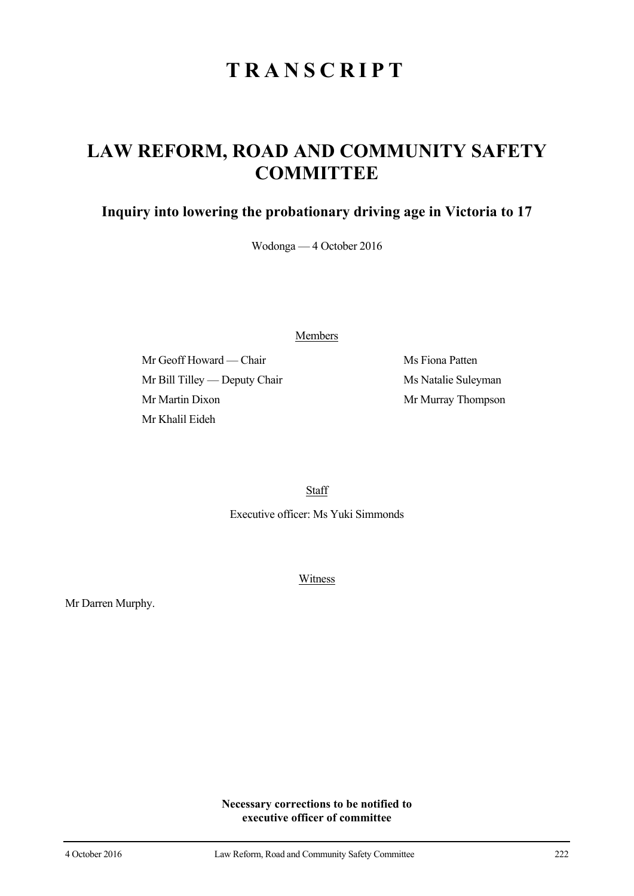# TRANSCRIPT

## LAW REFORM, ROAD AND COMMUNITY SAFETY COMMITTEE

### Inquiry into lowering the probationary driving age in Victoria to 17

Wodonga — 4 October 2016

Members

Mr Geoff Howard — Chair

Mr Bill Tilley — Deputy Chair

Mr Martin Dixon

Mr Khalil Eideh

Ms Fiona Patten

Ms Natalie Suleyman

Mr Murray Thompson

Staff

Executive officer: Ms Yuki Simmonds

Witness

Mr Darren Murphy.

**Necessary corrections to be notified to executive officer of committee**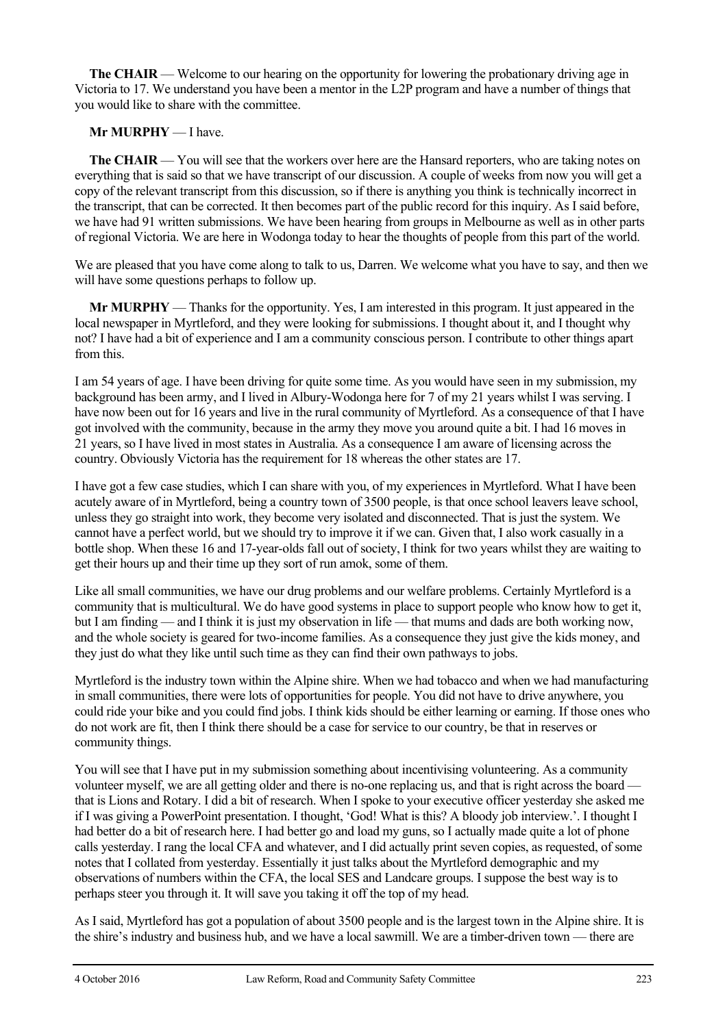**The CHAIR** — Welcome to our hearing on the opportunity for lowering the probationary driving age in Victoria to 17. We understand you have been a mentor in the L2P program and have a number of things that you would like to share with the committee.

**Mr MURPHY** — I have.

**The CHAIR** — You will see that the workers over here are the Hansard reporters, who are taking notes on everything that is said so that we have transcript of our discussion. A couple of weeks from now you will get a copy of the relevant transcript from this discussion, so if there is anything you think is technically incorrect in the transcript, that can be corrected. It then becomes part of the public record for this inquiry. As I said before, we have had 91 written submissions. We have been hearing from groups in Melbourne as well as in other parts of regional Victoria. We are here in Wodonga today to hear the thoughts of people from this part of the world.

We are pleased that you have come along to talk to us, Darren. We welcome what you have to say, and then we will have some questions perhaps to follow up.

**Mr MURPHY** — Thanks for the opportunity. Yes, I am interested in this program. It just appeared in the local newspaper in Myrtleford, and they were looking for submissions. I thought about it, and I thought why not? I have had a bit of experience and I am a community conscious person. I contribute to other things apart from this.

I am 54 years of age. I have been driving for quite some time. As you would have seen in my submission, my background has been army, and I lived in Albury-Wodonga here for 7 of my 21 years whilst I was serving. I have now been out for 16 years and live in the rural community of Myrtleford. As a consequence of that I have got involved with the community, because in the army they move you around quite a bit. I had 16 moves in 21 years, so I have lived in most states in Australia. As a consequence I am aware of licensing across the country. Obviously Victoria has the requirement for 18 whereas the other states are 17.

I have got a few case studies, which I can share with you, of my experiences in Myrtleford. What I have been acutely aware of in Myrtleford, being a country town of 3500 people, is that once school leavers leave school, unless they go straight into work, they become very isolated and disconnected. That is just the system. We cannot have a perfect world, but we should try to improve it if we can. Given that, I also work casually in a bottle shop. When these 16 and 17-year-olds fall out of society, I think for two years whilst they are waiting to get their hours up and their time up they sort of run amok, some of them.

Like all small communities, we have our drug problems and our welfare problems. Certainly Myrtleford is a community that is multicultural. We do have good systems in place to support people who know how to get it, but I am finding — and I think it is just my observation in life — that mums and dads are both working now, and the whole society is geared for two-income families. As a consequence they just give the kids money, and they just do what they like until such time as they can find their own pathways to jobs.

Myrtleford is the industry town within the Alpine shire. When we had tobacco and when we had manufacturing in small communities, there were lots of opportunities for people. You did not have to drive anywhere, you could ride your bike and you could find jobs. I think kids should be either learning or earning. If those ones who do not work are fit, then I think there should be a case for service to our country, be that in reserves or community things.

You will see that I have put in my submission something about incentivising volunteering. As a community volunteer myself, we are all getting older and there is no-one replacing us, and that is right across the board — that is Lions and Rotary. I did a bit of research. When I spoke to your executive officer yesterday she asked me if I was giving a PowerPoint presentation. I thought, 'God! What is this? A bloody job interview.'. I thought I had better do a bit of research here. I had better go and load my guns, so I actually made quite a lot of phone calls yesterday. I rang the local CFA and whatever, and I did actually print seven copies, as requested, of some notes that I collated from yesterday. Essentially it just talks about the Myrtleford demographic and my observations of numbers within the CFA, the local SES and Landcare groups. I suppose the best way is to perhaps steer you through it. It will save you taking it off the top of my head.

As I said, Myrtleford has got a population of about 3500 people and is the largest town in the Alpine shire. It is the shire's industry and business hub, and we have a local sawmill. We are a timber-driven town — there are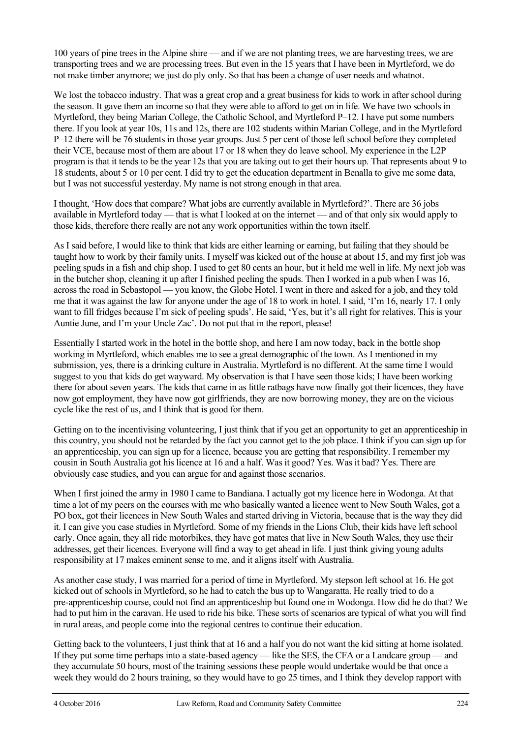100 years of pine trees in the Alpine shire — and if we are not planting trees, we are harvesting trees, we are transporting trees and we are processing trees. But even in the 15 years that I have been in Myrtleford, we do not make timber anymore; we just do ply only. So that has been a change of user needs and whatnot.

We lost the tobacco industry. That was a great crop and a great business for kids to work in after school during the season. It gave them an income so that they were able to afford to get on in life. We have two schools in Myrtleford, they being Marian College, the Catholic School, and Myrtleford P–12. I have put some numbers there. If you look at year 10s, 11s and 12s, there are 102 students within Marian College, and in the Myrtleford P–12 there will be 76 students in those year groups. Just 5 per cent of those left school before they completed their VCE, because most of them are about 17 or 18 when they do leave school. My experience in the L2P program is that it tends to be the year 12s that you are taking out to get their hours up. That represents about 9 to 18 students, about 5 or 10 per cent. I did try to get the education department in Benalla to give me some data, but I was not successful yesterday. My name is not strong enough in that area.

I thought, 'How does that compare? What jobs are currently available in Myrtleford?'. There are 36 jobs available in Myrtleford today — that is what I looked at on the internet — and of that only six would apply to those kids, therefore there really are not any work opportunities within the town itself.

As I said before, I would like to think that kids are either learning or earning, but failing that they should be taught how to work by their family units. I myself was kicked out of the house at about 15, and my first job was peeling spuds in a fish and chip shop. I used to get 80 cents an hour, but it held me well in life. My next job was in the butcher shop, cleaning it up after I finished peeling the spuds. Then I worked in a pub when I was 16, across the road in Sebastopol — you know, the Globe Hotel. I went in there and asked for a job, and they told me that it was against the law for anyone under the age of 18 to work in hotel. I said, 'I'm 16, nearly 17. I only want to fill fridges because I'm sick of peeling spuds'. He said, 'Yes, but it's all right for relatives. This is your Auntie June, and I'm your Uncle Zac'. Do not put that in the report, please!

Essentially I started work in the hotel in the bottle shop, and here I am now today, back in the bottle shop working in Myrtleford, which enables me to see a great demographic of the town. As I mentioned in my submission, yes, there is a drinking culture in Australia. Myrtleford is no different. At the same time I would suggest to you that kids do get wayward. My observation is that I have seen those kids; I have been working there for about seven years. The kids that came in as little ratbags have now finally got their licences, they have now got employment, they have now got girlfriends, they are now borrowing money, they are on the vicious cycle like the rest of us, and I think that is good for them.

Getting on to the incentivising volunteering, I just think that if you get an opportunity to get an apprenticeship in this country, you should not be retarded by the fact you cannot get to the job place. I think if you can sign up for an apprenticeship, you can sign up for a licence, because you are getting that responsibility. I remember my cousin in South Australia got his licence at 16 and a half. Was it good? Yes. Was it bad? Yes. There are obviously case studies, and you can argue for and against those scenarios.

When I first joined the army in 1980 I came to Bandiana. I actually got my licence here in Wodonga. At that time a lot of my peers on the courses with me who basically wanted a licence went to New South Wales, got a PO box, got their licences in New South Wales and started driving in Victoria, because that is the way they did it. I can give you case studies in Myrtleford. Some of my friends in the Lions Club, their kids have left school early. Once again, they all ride motorbikes, they have got mates that live in New South Wales, they use their addresses, get their licences. Everyone will find a way to get ahead in life. I just think giving young adults responsibility at 17 makes eminent sense to me, and it aligns itself with Australia.

As another case study, I was married for a period of time in Myrtleford. My stepson left school at 16. He got kicked out of schools in Myrtleford, so he had to catch the bus up to Wangaratta. He really tried to do a pre-apprenticeship course, could not find an apprenticeship but found one in Wodonga. How did he do that? We had to put him in the caravan. He used to ride his bike. These sorts of scenarios are typical of what you will find in rural areas, and people come into the regional centres to continue their education.

Getting back to the volunteers, I just think that at 16 and a half you do not want the kid sitting at home isolated. If they put some time perhaps into a state-based agency — like the SES, the CFA or a Landcare group — and they accumulate 50 hours, most of the training sessions these people would undertake would be that once a week they would do 2 hours training, so they would have to go 25 times, and I think they develop rapport with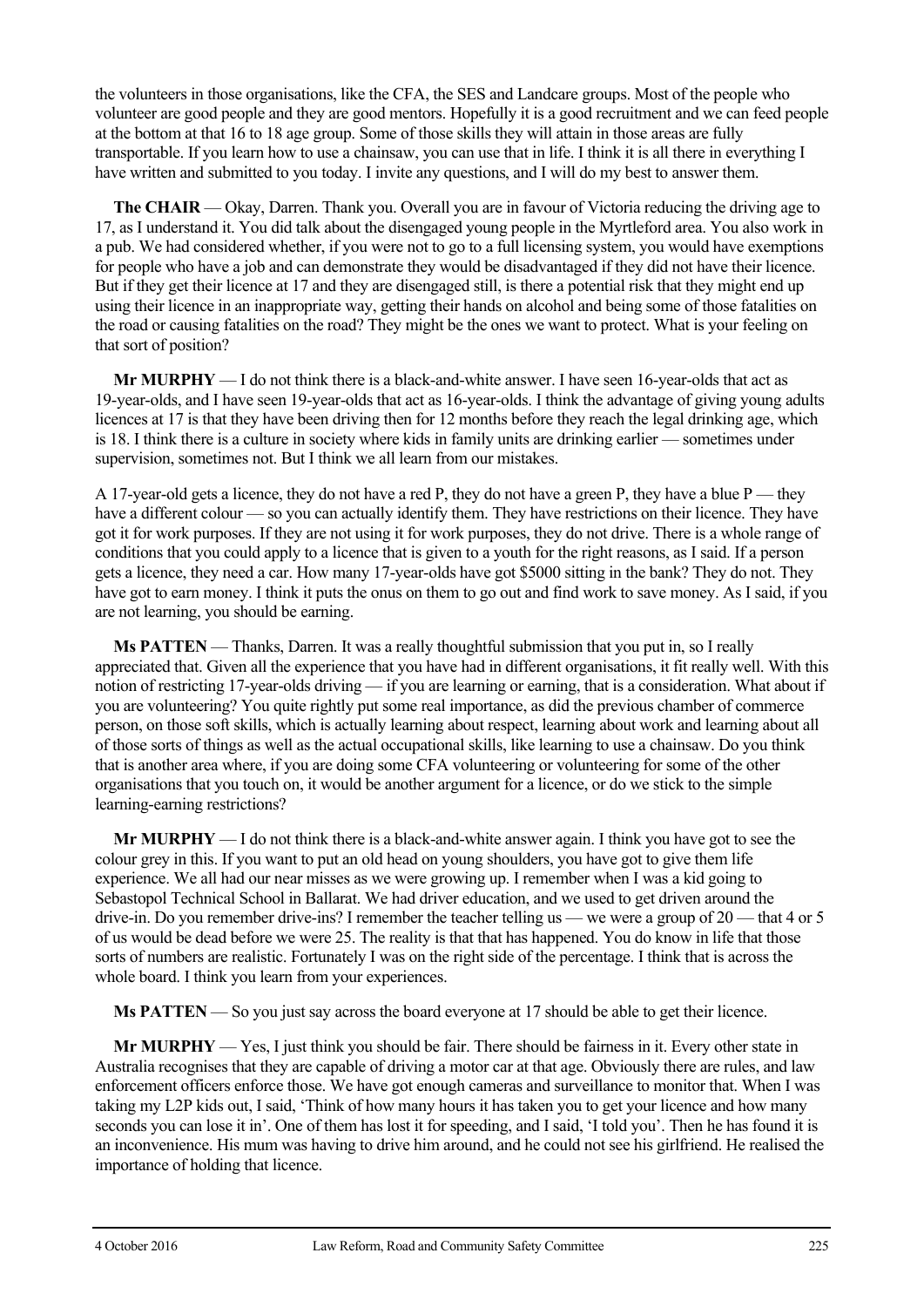the volunteers in those organisations, like the CFA, the SES and Landcare groups. Most of the people who volunteer are good people and they are good mentors. Hopefully it is a good recruitment and we can feed people at the bottom at that 16 to 18 age group. Some of those skills they will attain in those areas are fully transportable. If you learn how to use a chainsaw, you can use that in life. I think it is all there in everything I have written and submitted to you today. I invite any questions, and I will do my best to answer them.

**The CHAIR** — Okay, Darren. Thank you. Overall you are in favour of Victoria reducing the driving age to 17, as I understand it. You did talk about the disengaged young people in the Myrtleford area. You also work in a pub. We had considered whether, if you were not to go to a full licensing system, you would have exemptions for people who have a job and can demonstrate they would be disadvantaged if they did not have their licence. But if they get their licence at 17 and they are disengaged still, is there a potential risk that they might end up using their licence in an inappropriate way, getting their hands on alcohol and being some of those fatalities on the road or causing fatalities on the road? They might be the ones we want to protect. What is your feeling on that sort of position?

**Mr MURPHY** — I do not think there is a black-and-white answer. I have seen 16-year-olds that act as 19-year-olds, and I have seen 19-year-olds that act as 16-year-olds. I think the advantage of giving young adults licences at 17 is that they have been driving then for 12 months before they reach the legal drinking age, which is 18. I think there is a culture in society where kids in family units are drinking earlier — sometimes under supervision, sometimes not. But I think we all learn from our mistakes.

A 17-year-old gets a licence, they do not have a red P, they do not have a green P, they have a blue P — they have a different colour — so you can actually identify them. They have restrictions on their licence. They have got it for work purposes. If they are not using it for work purposes, they do not drive. There is a whole range of conditions that you could apply to a licence that is given to a youth for the right reasons, as I said. If a person gets a licence, they need a car. How many 17-year-olds have got $5000 sitting in the bank? They do not. They have got to earn money. I think it puts the onus on them to go out and find work to save money. As I said, if you are not learning, you should be earning.

**Ms PATTEN** — Thanks, Darren. It was a really thoughtful submission that you put in, so I really appreciated that. Given all the experience that you have had in different organisations, it fit really well. With this notion of restricting 17-year-olds driving — if you are learning or earning, that is a consideration. What about if you are volunteering? You quite rightly put some real importance, as did the previous chamber of commerce person, on those soft skills, which is actually learning about respect, learning about work and learning about all of those sorts of things as well as the actual occupational skills, like learning to use a chainsaw. Do you think that is another area where, if you are doing some CFA volunteering or volunteering for some of the other organisations that you touch on, it would be another argument for a licence, or do we stick to the simple learning-earning restrictions?

**Mr MURPHY** — I do not think there is a black-and-white answer again. I think you have got to see the colour grey in this. If you want to put an old head on young shoulders, you have got to give them life experience. We all had our near misses as we were growing up. I remember when I was a kid going to Sebastopol Technical School in Ballarat. We had driver education, and we used to get driven around the drive-in. Do you remember drive-ins? I remember the teacher telling us — we were a group of 20 — that 4 or 5 of us would be dead before we were 25. The reality is that that has happened. You do know in life that those sorts of numbers are realistic. Fortunately I was on the right side of the percentage. I think that is across the whole board. I think you learn from your experiences.

**Ms PATTEN** — So you just say across the board everyone at 17 should be able to get their licence.

**Mr MURPHY** — Yes, I just think you should be fair. There should be fairness in it. Every other state in Australia recognises that they are capable of driving a motor car at that age. Obviously there are rules, and law enforcement officers enforce those. We have got enough cameras and surveillance to monitor that. When I was taking my L2P kids out, I said, 'Think of how many hours it has taken you to get your licence and how many seconds you can lose it in'. One of them has lost it for speeding, and I said, 'I told you'. Then he has found it is an inconvenience. His mum was having to drive him around, and he could not see his girlfriend. He realised the importance of holding that licence.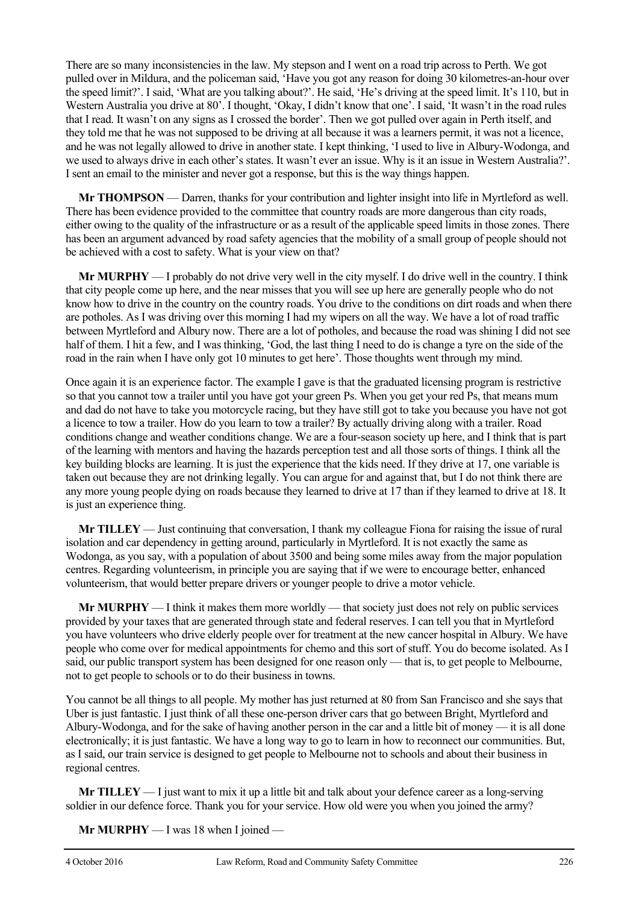There are so many inconsistencies in the law. My stepson and I went on a road trip across to Perth. We got pulled over in Mildura, and the policeman said, 'Have you got any reason for doing 30 kilometres-an-hour over the speed limit?'. I said, 'What are you talking about?'. He said, 'He's driving at the speed limit. It's 110, but in Western Australia you drive at 80'. I thought, 'Okay, I didn't know that one'. I said, 'It wasn't in the road rules that I read. It wasn't on any signs as I crossed the border'. Then we got pulled over again in Perth itself, and they told me that he was not supposed to be driving at all because it was a learners permit, it was not a licence, and he was not legally allowed to drive in another state. I kept thinking, 'I used to live in Albury-Wodonga, and we used to always drive in each other's states. It wasn't ever an issue. Why is it an issue in Western Australia?'. I sent an email to the minister and never got a response, but this is the way things happen.

**Mr THOMPSON** — Darren, thanks for your contribution and lighter insight into life in Myrtleford as well. There has been evidence provided to the committee that country roads are more dangerous than city roads, either owing to the quality of the infrastructure or as a result of the applicable speed limits in those zones. There has been an argument advanced by road safety agencies that the mobility of a small group of people should not be achieved with a cost to safety. What is your view on that?

**Mr MURPHY** — I probably do not drive very well in the city myself. I do drive well in the country. I think that city people come up here, and the near misses that you will see up here are generally people who do not know how to drive in the country on the country roads. You drive to the conditions on dirt roads and when there are potholes. As I was driving over this morning I had my wipers on all the way. We have a lot of road traffic between Myrtleford and Albury now. There are a lot of potholes, and because the road was shining I did not see half of them. I hit a few, and I was thinking, 'God, the last thing I need to do is change a tyre on the side of the road in the rain when I have only got 10 minutes to get here'. Those thoughts went through my mind.

Once again it is an experience factor. The example I gave is that the graduated licensing program is restrictive so that you cannot tow a trailer until you have got your green Ps. When you get your red Ps, that means mum and dad do not have to take you motorcycle racing, but they have still got to take you because you have not got a licence to tow a trailer. How do you learn to tow a trailer? By actually driving along with a trailer. Road conditions change and weather conditions change. We are a four-season society up here, and I think that is part of the learning with mentors and having the hazards perception test and all those sorts of things. I think all the key building blocks are learning. It is just the experience that the kids need. If they drive at 17, one variable is taken out because they are not drinking legally. You can argue for and against that, but I do not think there are any more young people dying on roads because they learned to drive at 17 than if they learned to drive at 18. It is just an experience thing.

**Mr TILLEY** — Just continuing that conversation, I thank my colleague Fiona for raising the issue of rural isolation and car dependency in getting around, particularly in Myrtleford. It is not exactly the same as Wodonga, as you say, with a population of about 3500 and being some miles away from the major population centres. Regarding volunteerism, in principle you are saying that if we were to encourage better, enhanced volunteerism, that would better prepare drivers or younger people to drive a motor vehicle.

**Mr MURPHY** — I think it makes them more worldly — that society just does not rely on public services provided by your taxes that are generated through state and federal reserves. I can tell you that in Myrtleford you have volunteers who drive elderly people over for treatment at the new cancer hospital in Albury. We have people who come over for medical appointments for chemo and this sort of stuff. You do become isolated. As I said, our public transport system has been designed for one reason only — that is, to get people to Melbourne, not to get people to schools or to do their business in towns.

You cannot be all things to all people. My mother has just returned at 80 from San Francisco and she says that Uber is just fantastic. I just think of all these one-person driver cars that go between Bright, Myrtleford and Albury-Wodonga, and for the sake of having another person in the car and a little bit of money — it is all done electronically; it is just fantastic. We have a long way to go to learn in how to reconnect our communities. But, as I said, our train service is designed to get people to Melbourne not to schools and about their business in regional centres.

**Mr TILLEY** — I just want to mix it up a little bit and talk about your defence career as a long-serving soldier in our defence force. Thank you for your service. How old were you when you joined the army?

**Mr MURPHY** — I was 18 when I joined —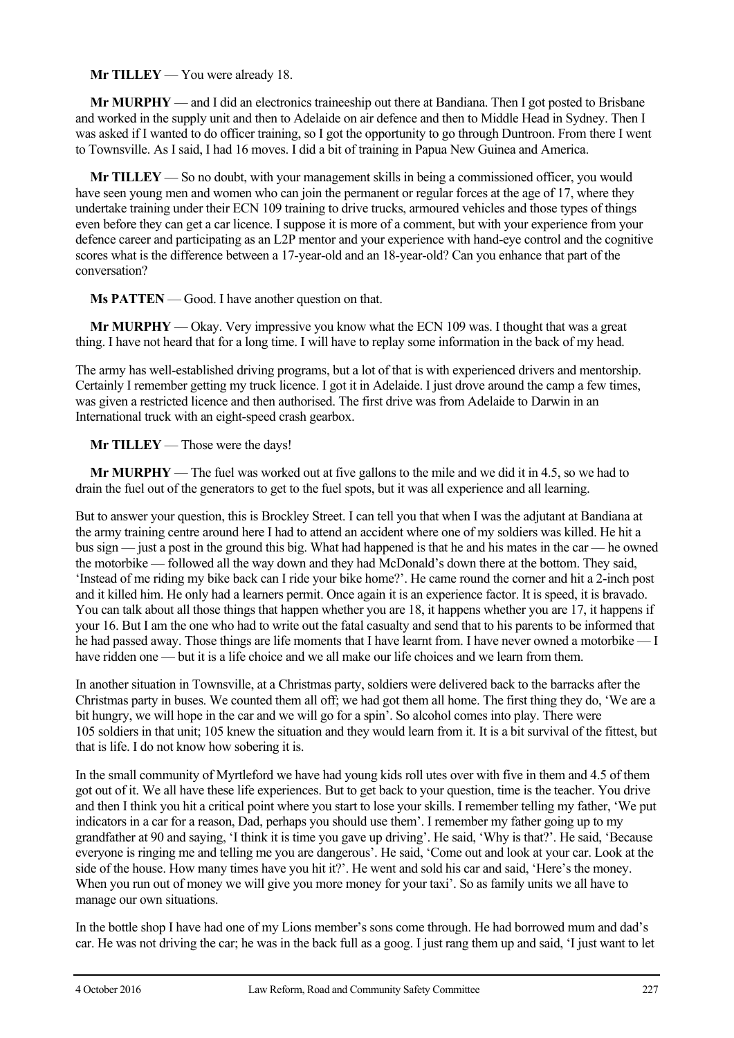**Mr TILLEY** — You were already 18.

**Mr MURPHY** — and I did an electronics traineeship out there at Bandiana. Then I got posted to Brisbane and worked in the supply unit and then to Adelaide on air defence and then to Middle Head in Sydney. Then I was asked if I wanted to do officer training, so I got the opportunity to go through Duntroon. From there I went to Townsville. As I said, I had 16 moves. I did a bit of training in Papua New Guinea and America.

**Mr TILLEY** — So no doubt, with your management skills in being a commissioned officer, you would have seen young men and women who can join the permanent or regular forces at the age of 17, where they undertake training under their ECN 109 training to drive trucks, armoured vehicles and those types of things even before they can get a car licence. I suppose it is more of a comment, but with your experience from your defence career and participating as an L2P mentor and your experience with hand-eye control and the cognitive scores what is the difference between a 17-year-old and an 18-year-old? Can you enhance that part of the conversation?

**Ms PATTEN** — Good. I have another question on that.

**Mr MURPHY** — Okay. Very impressive you know what the ECN 109 was. I thought that was a great thing. I have not heard that for a long time. I will have to replay some information in the back of my head.

The army has well-established driving programs, but a lot of that is with experienced drivers and mentorship. Certainly I remember getting my truck licence. I got it in Adelaide. I just drove around the camp a few times, was given a restricted licence and then authorised. The first drive was from Adelaide to Darwin in an International truck with an eight-speed crash gearbox.

**Mr TILLEY** — Those were the days!

**Mr MURPHY** — The fuel was worked out at five gallons to the mile and we did it in 4.5, so we had to drain the fuel out of the generators to get to the fuel spots, but it was all experience and all learning.

But to answer your question, this is Brockley Street. I can tell you that when I was the adjutant at Bandiana at the army training centre around here I had to attend an accident where one of my soldiers was killed. He hit a bus sign — just a post in the ground this big. What had happened is that he and his mates in the car — he owned the motorbike — followed all the way down and they had McDonald's down there at the bottom. They said, 'Instead of me riding my bike back can I ride your bike home?'. He came round the corner and hit a 2-inch post and it killed him. He only had a learners permit. Once again it is an experience factor. It is speed, it is bravado. You can talk about all those things that happen whether you are 18, it happens whether you are 17, it happens if your 16. But I am the one who had to write out the fatal casualty and send that to his parents to be informed that he had passed away. Those things are life moments that I have learnt from. I have never owned a motorbike — I have ridden one — but it is a life choice and we all make our life choices and we learn from them.

In another situation in Townsville, at a Christmas party, soldiers were delivered back to the barracks after the Christmas party in buses. We counted them all off; we had got them all home. The first thing they do, 'We are a bit hungry, we will hope in the car and we will go for a spin'. So alcohol comes into play. There were 105 soldiers in that unit; 105 knew the situation and they would learn from it. It is a bit survival of the fittest, but that is life. I do not know how sobering it is.

In the small community of Myrtleford we have had young kids roll utes over with five in them and 4.5 of them got out of it. We all have these life experiences. But to get back to your question, time is the teacher. You drive and then I think you hit a critical point where you start to lose your skills. I remember telling my father, 'We put indicators in a car for a reason, Dad, perhaps you should use them'. I remember my father going up to my grandfather at 90 and saying, 'I think it is time you gave up driving'. He said, 'Why is that?'. He said, 'Because everyone is ringing me and telling me you are dangerous'. He said, 'Come out and look at your car. Look at the side of the house. How many times have you hit it?'. He went and sold his car and said, 'Here's the money. When you run out of money we will give you more money for your taxi'. So as family units we all have to manage our own situations.

In the bottle shop I have had one of my Lions member's sons come through. He had borrowed mum and dad's car. He was not driving the car; he was in the back full as a goog. I just rang them up and said, 'I just want to let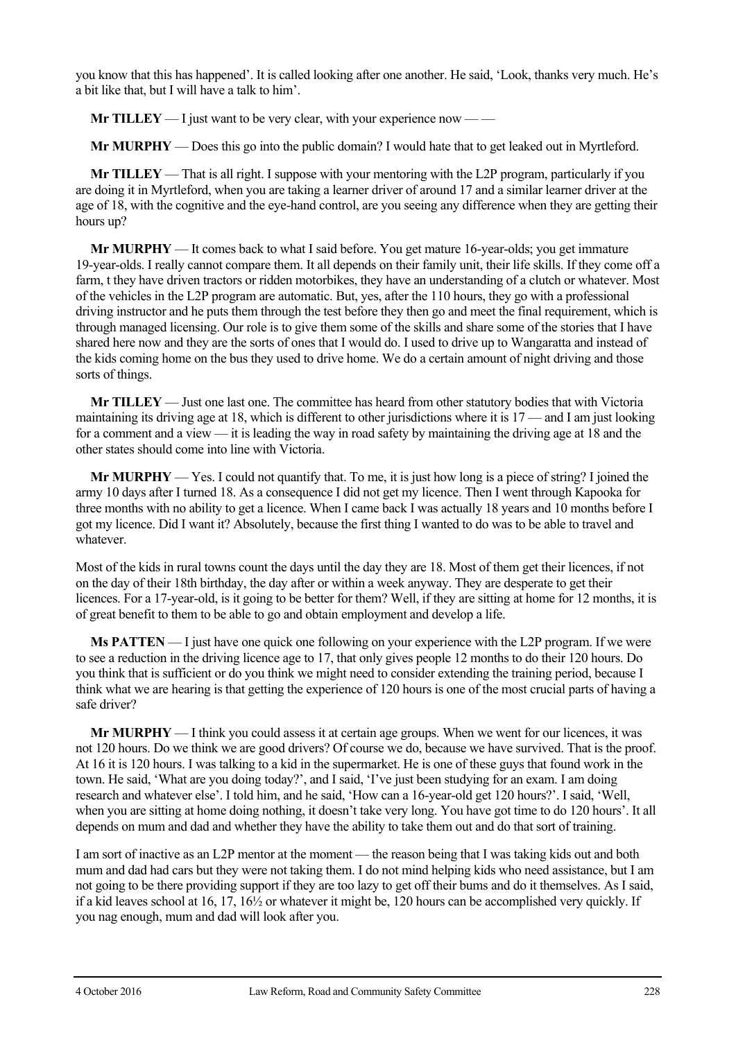you know that this has happened'. It is called looking after one another. He said, 'Look, thanks very much. He's a bit like that, but I will have a talk to him'.

**Mr TILLEY** — I just want to be very clear, with your experience now — —

**Mr MURPHY** — Does this go into the public domain? I would hate that to get leaked out in Myrtleford.

**Mr TILLEY** — That is all right. I suppose with your mentoring with the L2P program, particularly if you are doing it in Myrtleford, when you are taking a learner driver of around 17 and a similar learner driver at the age of 18, with the cognitive and the eye-hand control, are you seeing any difference when they are getting their hours up?

**Mr MURPHY** — It comes back to what I said before. You get mature 16-year-olds; you get immature 19-year-olds. I really cannot compare them. It all depends on their family unit, their life skills. If they come off a farm, t they have driven tractors or ridden motorbikes, they have an understanding of a clutch or whatever. Most of the vehicles in the L2P program are automatic. But, yes, after the 110 hours, they go with a professional driving instructor and he puts them through the test before they then go and meet the final requirement, which is through managed licensing. Our role is to give them some of the skills and share some of the stories that I have shared here now and they are the sorts of ones that I would do. I used to drive up to Wangaratta and instead of the kids coming home on the bus they used to drive home. We do a certain amount of night driving and those sorts of things.

**Mr TILLEY** — Just one last one. The committee has heard from other statutory bodies that with Victoria maintaining its driving age at 18, which is different to other jurisdictions where it is 17 — and I am just looking for a comment and a view — it is leading the way in road safety by maintaining the driving age at 18 and the other states should come into line with Victoria.

**Mr MURPHY** — Yes. I could not quantify that. To me, it is just how long is a piece of string? I joined the army 10 days after I turned 18. As a consequence I did not get my licence. Then I went through Kapooka for three months with no ability to get a licence. When I came back I was actually 18 years and 10 months before I got my licence. Did I want it? Absolutely, because the first thing I wanted to do was to be able to travel and whatever.

Most of the kids in rural towns count the days until the day they are 18. Most of them get their licences, if not on the day of their 18th birthday, the day after or within a week anyway. They are desperate to get their licences. For a 17-year-old, is it going to be better for them? Well, if they are sitting at home for 12 months, it is of great benefit to them to be able to go and obtain employment and develop a life.

**Ms PATTEN** — I just have one quick one following on your experience with the L2P program. If we were to see a reduction in the driving licence age to 17, that only gives people 12 months to do their 120 hours. Do you think that is sufficient or do you think we might need to consider extending the training period, because I think what we are hearing is that getting the experience of 120 hours is one of the most crucial parts of having a safe driver?

**Mr MURPHY** — I think you could assess it at certain age groups. When we went for our licences, it was not 120 hours. Do we think we are good drivers? Of course we do, because we have survived. That is the proof. At 16 it is 120 hours. I was talking to a kid in the supermarket. He is one of these guys that found work in the town. He said, 'What are you doing today?', and I said, 'I've just been studying for an exam. I am doing research and whatever else'. I told him, and he said, 'How can a 16-year-old get 120 hours?'. I said, 'Well, when you are sitting at home doing nothing, it doesn't take very long. You have got time to do 120 hours'. It all depends on mum and dad and whether they have the ability to take them out and do that sort of training.

I am sort of inactive as an L2P mentor at the moment — the reason being that I was taking kids out and both mum and dad had cars but they were not taking them. I do not mind helping kids who need assistance, but I am not going to be there providing support if they are too lazy to get off their bums and do it themselves. As I said, if a kid leaves school at 16, 17, 16½ or whatever it might be, 120 hours can be accomplished very quickly. If you nag enough, mum and dad will look after you.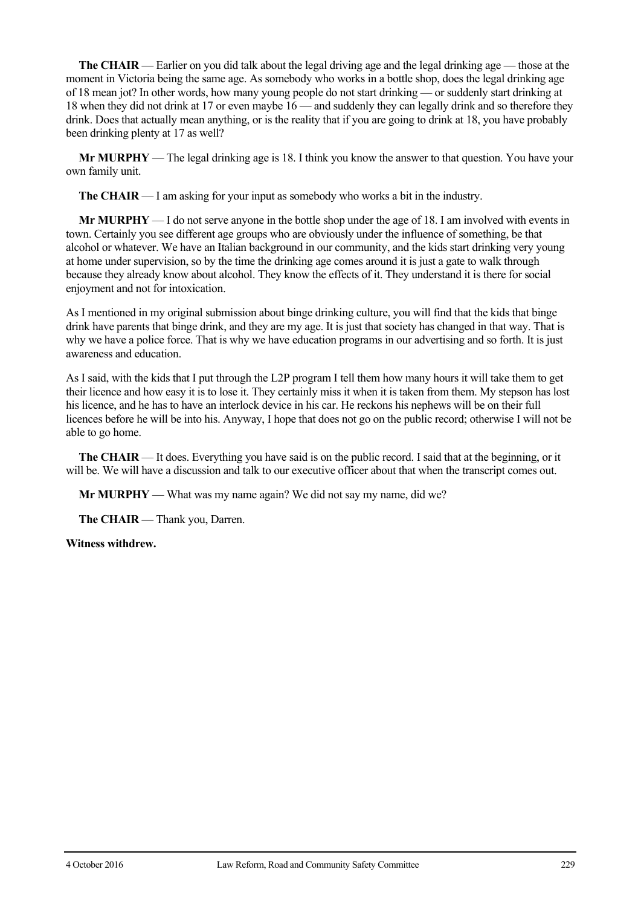**The CHAIR** — Earlier on you did talk about the legal driving age and the legal drinking age — those at the moment in Victoria being the same age. As somebody who works in a bottle shop, does the legal drinking age of 18 mean jot? In other words, how many young people do not start drinking — or suddenly start drinking at 18 when they did not drink at 17 or even maybe 16 — and suddenly they can legally drink and so therefore they drink. Does that actually mean anything, or is the reality that if you are going to drink at 18, you have probably been drinking plenty at 17 as well?

**Mr MURPHY** — The legal drinking age is 18. I think you know the answer to that question. You have your own family unit.

**The CHAIR** — I am asking for your input as somebody who works a bit in the industry.

**Mr MURPHY** — I do not serve anyone in the bottle shop under the age of 18. I am involved with events in town. Certainly you see different age groups who are obviously under the influence of something, be that alcohol or whatever. We have an Italian background in our community, and the kids start drinking very young at home under supervision, so by the time the drinking age comes around it is just a gate to walk through because they already know about alcohol. They know the effects of it. They understand it is there for social enjoyment and not for intoxication.

As I mentioned in my original submission about binge drinking culture, you will find that the kids that binge drink have parents that binge drink, and they are my age. It is just that society has changed in that way. That is why we have a police force. That is why we have education programs in our advertising and so forth. It is just awareness and education.

As I said, with the kids that I put through the L2P program I tell them how many hours it will take them to get their licence and how easy it is to lose it. They certainly miss it when it is taken from them. My stepson has lost his licence, and he has to have an interlock device in his car. He reckons his nephews will be on their full licences before he will be into his. Anyway, I hope that does not go on the public record; otherwise I will not be able to go home.

**The CHAIR** — It does. Everything you have said is on the public record. I said that at the beginning, or it will be. We will have a discussion and talk to our executive officer about that when the transcript comes out.

**Mr MURPHY** — What was my name again? We did not say my name, did we?

**The CHAIR** — Thank you, Darren.

**Witness withdrew.**